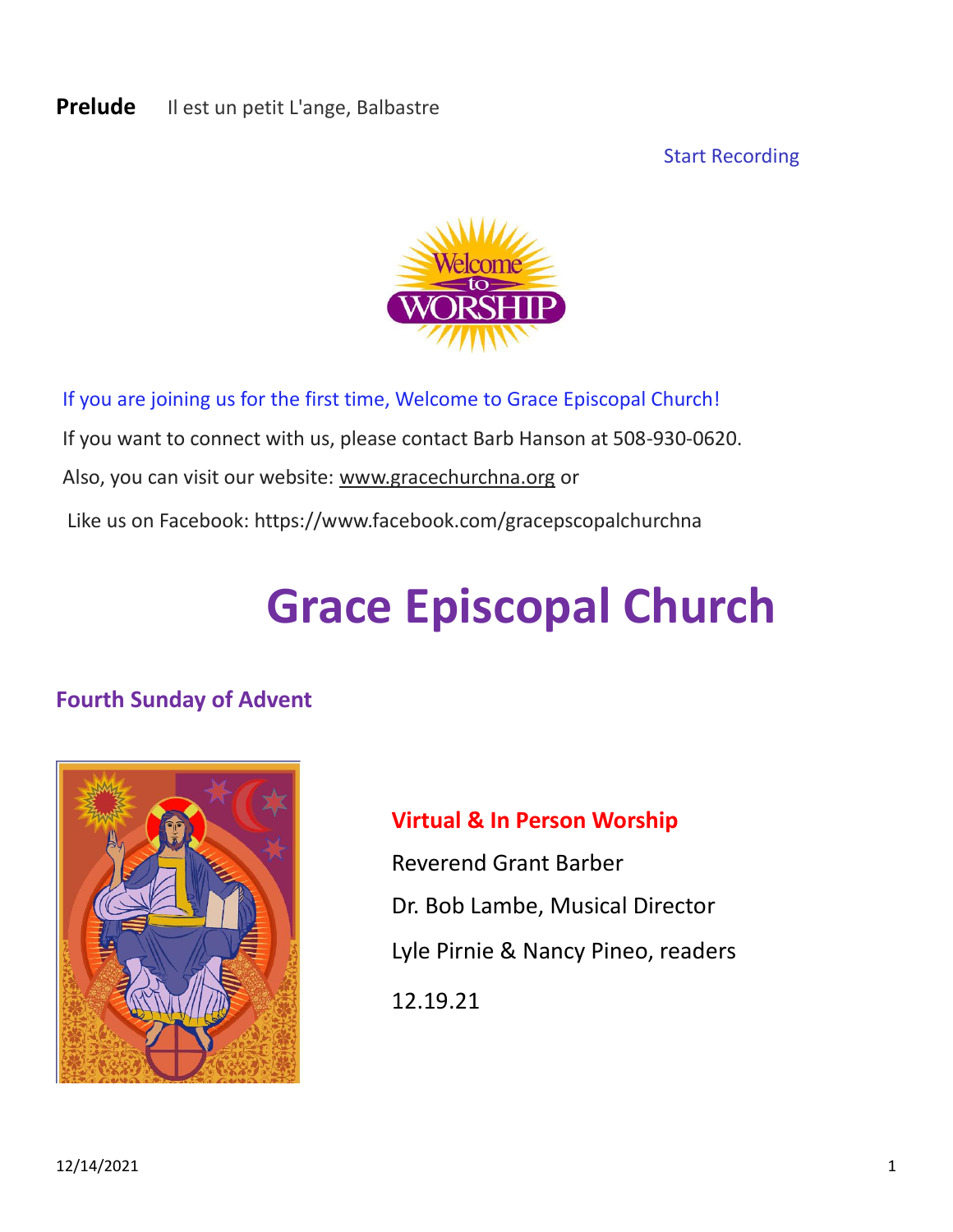**Prelude** Il est un petit L'ange, Balbastre

Start Recording

If you are joining us for the first time, Welcome to Grace Episcopal Church!

If you want to connect with us, please contact Barb Hanson at 508-930-0620.

Also, you can visit our website: www.gracechurchna.org or

Like us on Facebook: https://www.facebook.com/gracepscopalchurchna

# Grace Episcopal Church

## Fourth Sunday of Advent

**Virtual & In Person Worship**

Reverend Grant Barber

Dr. Bob Lambe, Musical Director

Lyle Pirnie & Nancy Pineo, readers

12.19.21

12/14/2021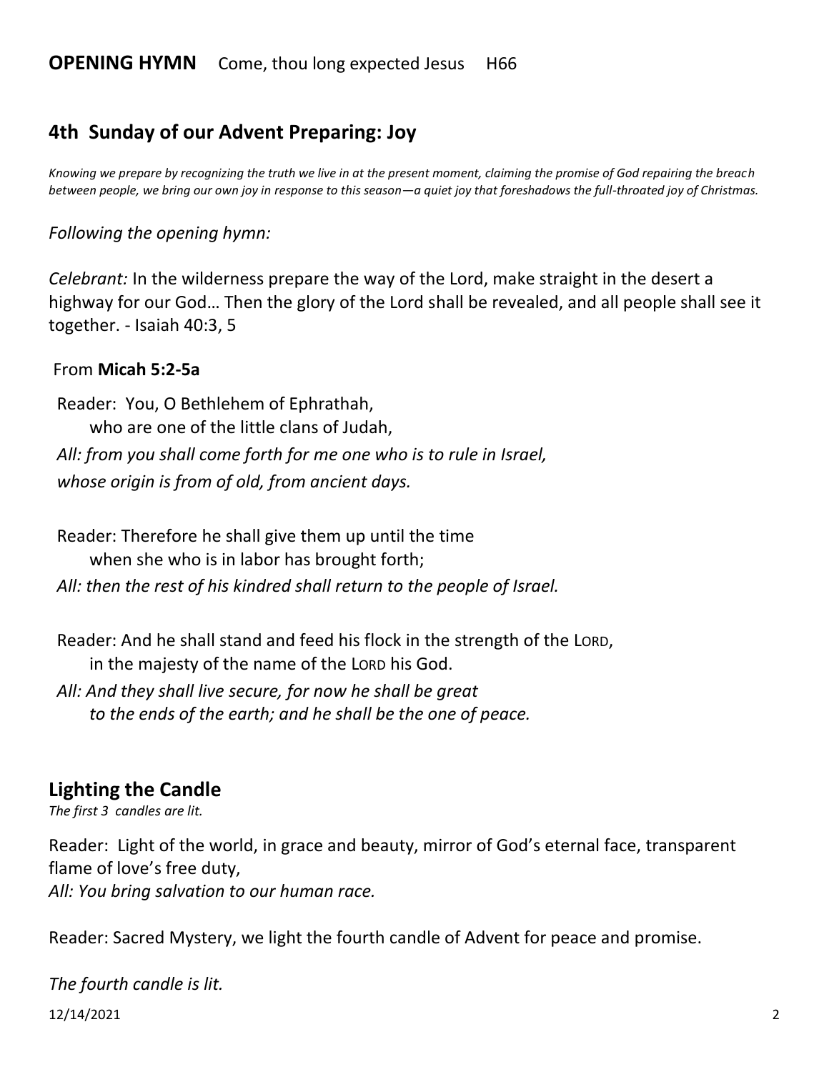**OPENING HYMN** Come, thou long expected Jesus H66

## 4th Sunday of our Advent Preparing: Joy

*Knowing we prepare by recognizing the truth we live in at the present moment, claiming the promise of God repairing the breach between people, we bring our own joy in response to this season—a quiet joy that foreshadows the full-throated joy of Christmas.*

*Following the opening hymn:*

*Celebrant:* In the wilderness prepare the way of the Lord, make straight in the desert a highway for our God… Then the glory of the Lord shall be revealed, and all people shall see it together. - Isaiah 40:3, 5

From **Micah 5:2-5a**

Reader: You, O Bethlehem of Ephrathah,
who are one of the little clans of Judah,
*All: from you shall come forth for me one who is to rule in Israel,*
*whose origin is from of old, from ancient days.*

Reader: Therefore he shall give them up until the time
when she who is in labor has brought forth;
*All: then the rest of his kindred shall return to the people of Israel.*

Reader: And he shall stand and feed his flock in the strength of the LORD,
in the majesty of the name of the LORD his God.
*All: And they shall live secure, for now he shall be great*
*to the ends of the earth; and he shall be the one of peace.*

## Lighting the Candle

*The first 3 candles are lit.*

Reader: Light of the world, in grace and beauty, mirror of God's eternal face, transparent flame of love's free duty,
*All: You bring salvation to our human race.*

Reader: Sacred Mystery, we light the fourth candle of Advent for peace and promise.

*The fourth candle is lit.*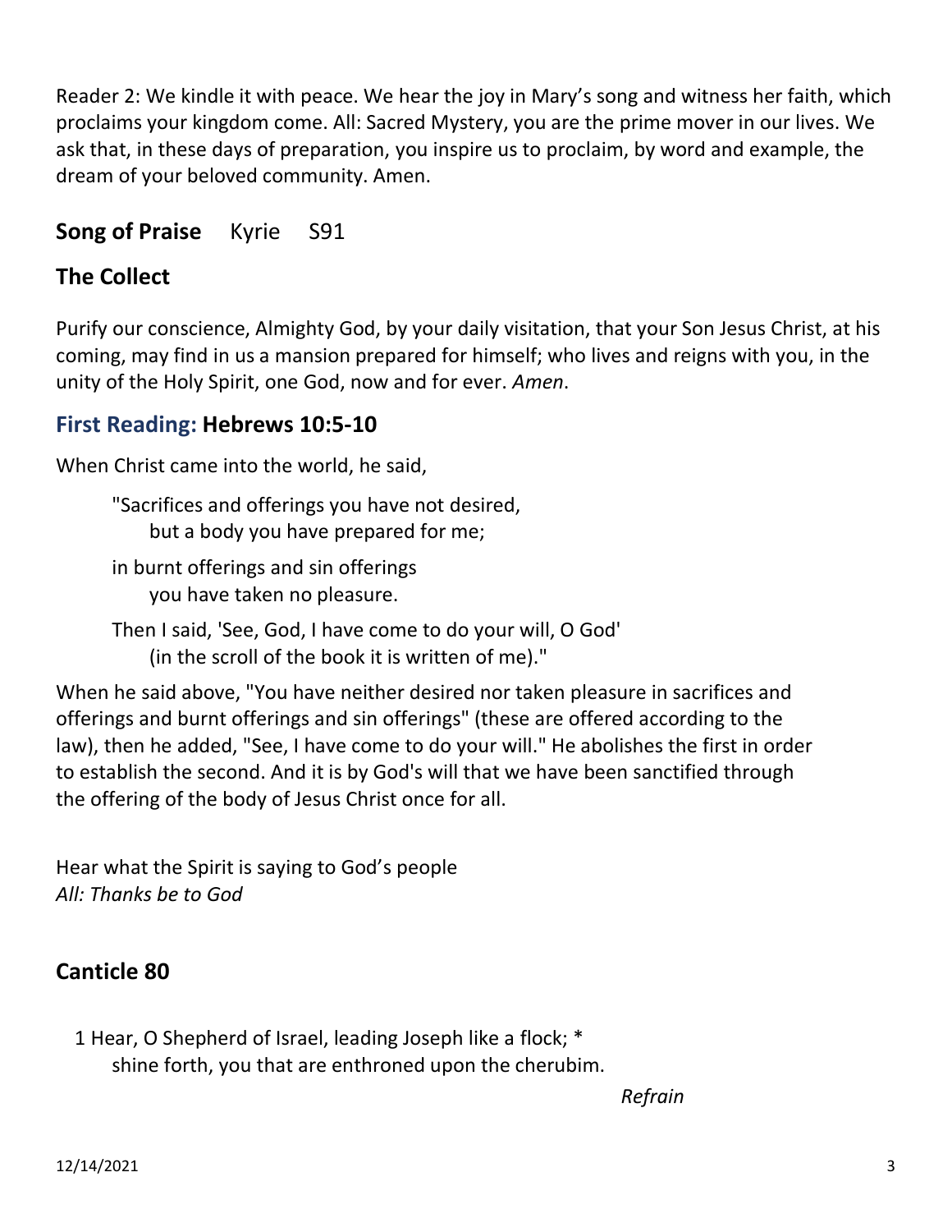Reader 2: We kindle it with peace. We hear the joy in Mary's song and witness her faith, which proclaims your kingdom come. All: Sacred Mystery, you are the prime mover in our lives. We ask that, in these days of preparation, you inspire us to proclaim, by word and example, the dream of your beloved community. Amen.

**Song of Praise** Kyrie S91

## The Collect

Purify our conscience, Almighty God, by your daily visitation, that your Son Jesus Christ, at his coming, may find in us a mansion prepared for himself; who lives and reigns with you, in the unity of the Holy Spirit, one God, now and for ever. *Amen*.

## First Reading: Hebrews 10:5-10

When Christ came into the world, he said,

> "Sacrifices and offerings you have not desired,
> but a body you have prepared for me;
>
> in burnt offerings and sin offerings
> you have taken no pleasure.
>
> Then I said, 'See, God, I have come to do your will, O God'
> (in the scroll of the book it is written of me)."

When he said above, "You have neither desired nor taken pleasure in sacrifices and offerings and burnt offerings and sin offerings" (these are offered according to the law), then he added, "See, I have come to do your will." He abolishes the first in order to establish the second. And it is by God's will that we have been sanctified through the offering of the body of Jesus Christ once for all.

Hear what the Spirit is saying to God's people
*All: Thanks be to God*

## Canticle 80

1 Hear, O Shepherd of Israel, leading Joseph like a flock; *
shine forth, you that are enthroned upon the cherubim.

*Refrain*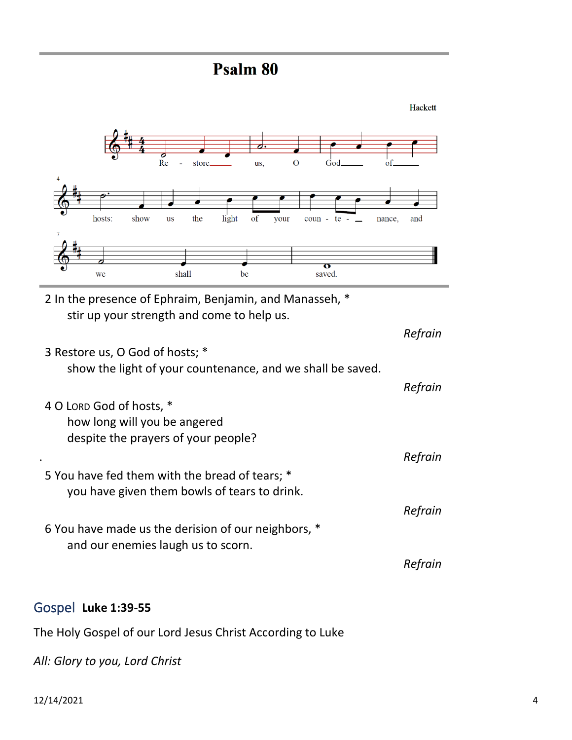# Psalm 80

Hackett

Re - store us, O God of hosts: show us the light of your coun - te - nance, and we shall be saved.

2 In the presence of Ephraim, Benjamin, and Manasseh, *
    stir up your strength and come to help us.

*Refrain*

3 Restore us, O God of hosts; *
    show the light of your countenance, and we shall be saved.

*Refrain*

4 O LORD God of hosts, *
    how long will you be angered
    despite the prayers of your people?

*Refrain*

5 You have fed them with the bread of tears; *
    you have given them bowls of tears to drink.

*Refrain*

6 You have made us the derision of our neighbors, *
    and our enemies laugh us to scorn.

*Refrain*

## Gospel **Luke 1:39-55**

The Holy Gospel of our Lord Jesus Christ According to Luke

*All: Glory to you, Lord Christ*

12/14/2021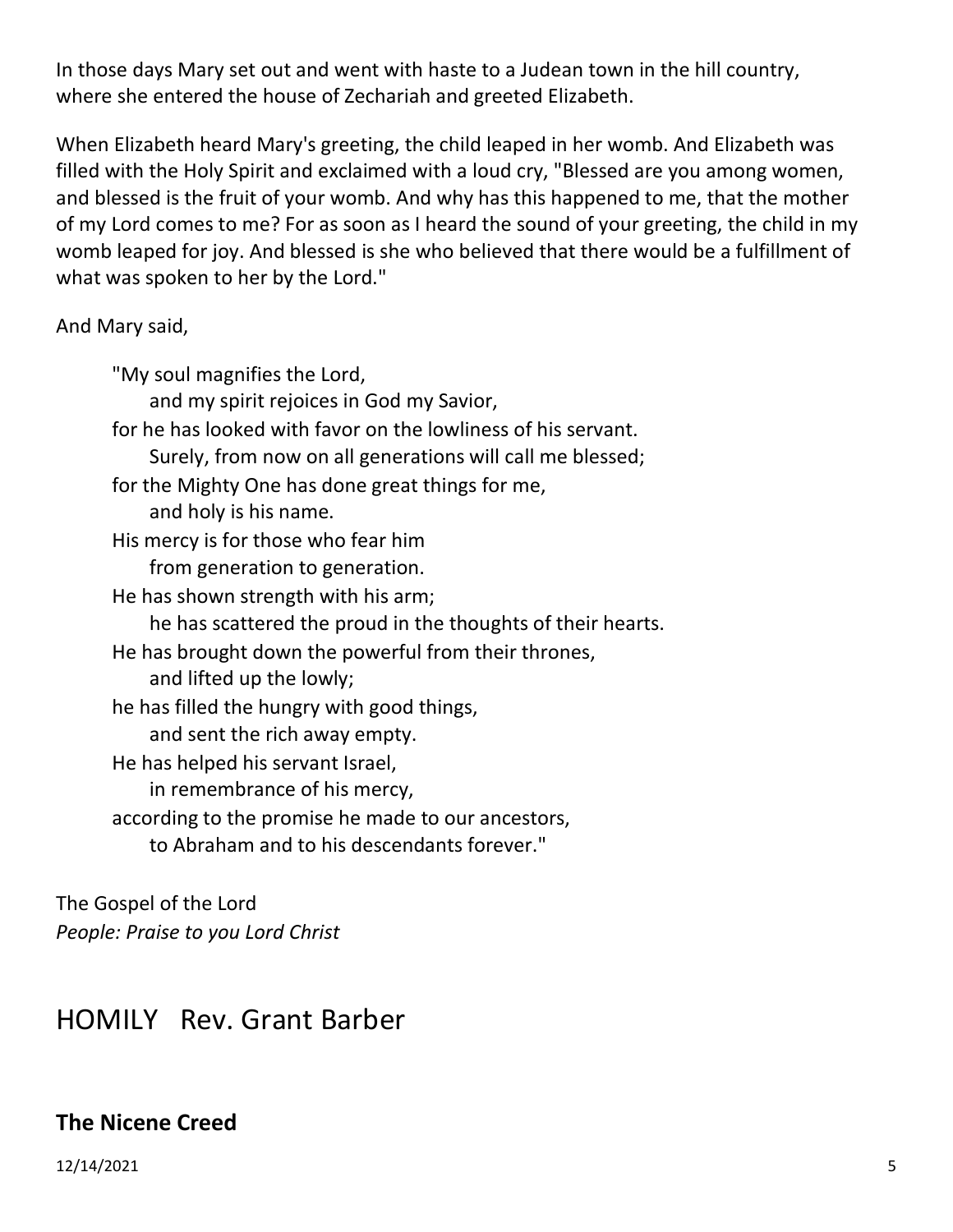In those days Mary set out and went with haste to a Judean town in the hill country, where she entered the house of Zechariah and greeted Elizabeth.

When Elizabeth heard Mary's greeting, the child leaped in her womb. And Elizabeth was filled with the Holy Spirit and exclaimed with a loud cry, "Blessed are you among women, and blessed is the fruit of your womb. And why has this happened to me, that the mother of my Lord comes to me? For as soon as I heard the sound of your greeting, the child in my womb leaped for joy. And blessed is she who believed that there would be a fulfillment of what was spoken to her by the Lord."

And Mary said,

> "My soul magnifies the Lord,
> &nbsp;&nbsp;&nbsp;&nbsp;and my spirit rejoices in God my Savior,
> for he has looked with favor on the lowliness of his servant.
> &nbsp;&nbsp;&nbsp;&nbsp;Surely, from now on all generations will call me blessed;
> for the Mighty One has done great things for me,
> &nbsp;&nbsp;&nbsp;&nbsp;and holy is his name.
> His mercy is for those who fear him
> &nbsp;&nbsp;&nbsp;&nbsp;from generation to generation.
> He has shown strength with his arm;
> &nbsp;&nbsp;&nbsp;&nbsp;he has scattered the proud in the thoughts of their hearts.
> He has brought down the powerful from their thrones,
> &nbsp;&nbsp;&nbsp;&nbsp;and lifted up the lowly;
> he has filled the hungry with good things,
> &nbsp;&nbsp;&nbsp;&nbsp;and sent the rich away empty.
> He has helped his servant Israel,
> &nbsp;&nbsp;&nbsp;&nbsp;in remembrance of his mercy,
> according to the promise he made to our ancestors,
> &nbsp;&nbsp;&nbsp;&nbsp;to Abraham and to his descendants forever."

The Gospel of the Lord
*People: Praise to you Lord Christ*

# HOMILY Rev. Grant Barber

## The Nicene Creed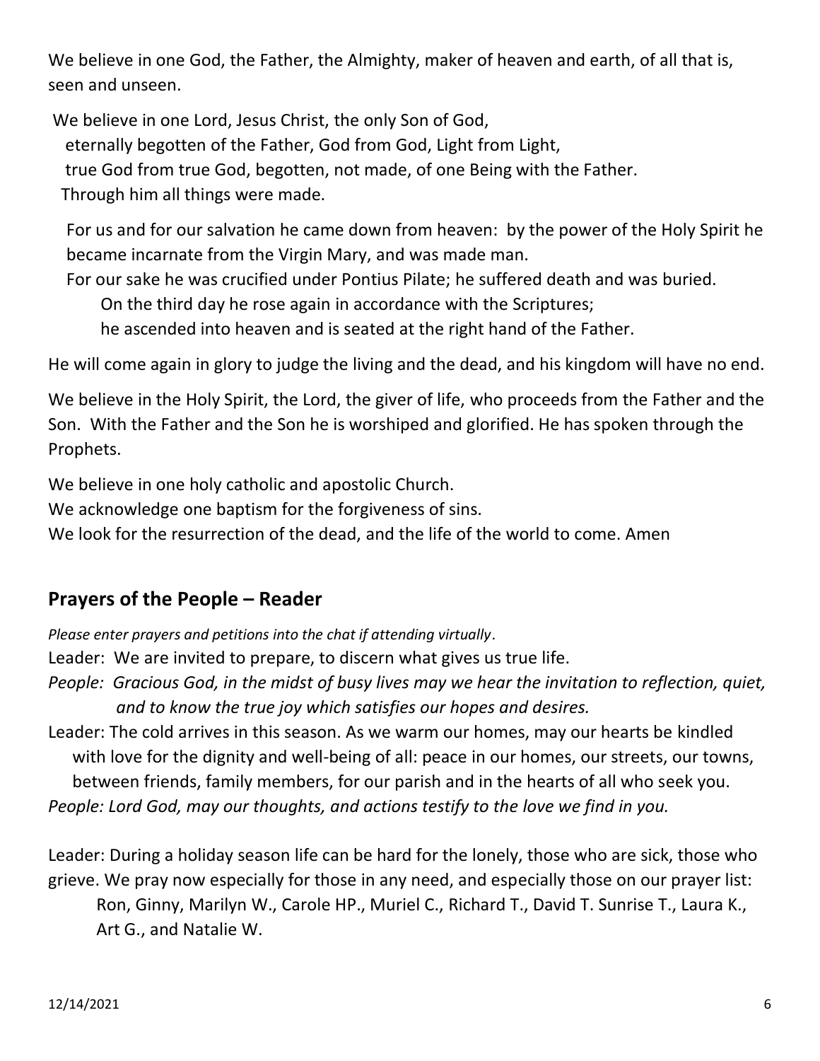We believe in one God, the Father, the Almighty, maker of heaven and earth, of all that is, seen and unseen.

We believe in one Lord, Jesus Christ, the only Son of God,
eternally begotten of the Father, God from God, Light from Light,
true God from true God, begotten, not made, of one Being with the Father.
Through him all things were made.

For us and for our salvation he came down from heaven: by the power of the Holy Spirit he became incarnate from the Virgin Mary, and was made man.
For our sake he was crucified under Pontius Pilate; he suffered death and was buried.
On the third day he rose again in accordance with the Scriptures;
he ascended into heaven and is seated at the right hand of the Father.

He will come again in glory to judge the living and the dead, and his kingdom will have no end.

We believe in the Holy Spirit, the Lord, the giver of life, who proceeds from the Father and the Son. With the Father and the Son he is worshiped and glorified. He has spoken through the Prophets.

We believe in one holy catholic and apostolic Church.
We acknowledge one baptism for the forgiveness of sins.
We look for the resurrection of the dead, and the life of the world to come. Amen

## Prayers of the People – Reader

*Please enter prayers and petitions into the chat if attending virtually*.

Leader: We are invited to prepare, to discern what gives us true life.

*People: Gracious God, in the midst of busy lives may we hear the invitation to reflection, quiet, and to know the true joy which satisfies our hopes and desires.*

Leader: The cold arrives in this season. As we warm our homes, may our hearts be kindled with love for the dignity and well-being of all: peace in our homes, our streets, our towns, between friends, family members, for our parish and in the hearts of all who seek you.

*People: Lord God, may our thoughts, and actions testify to the love we find in you.*

Leader: During a holiday season life can be hard for the lonely, those who are sick, those who grieve. We pray now especially for those in any need, and especially those on our prayer list:
Ron, Ginny, Marilyn W., Carole HP., Muriel C., Richard T., David T. Sunrise T., Laura K., Art G., and Natalie W.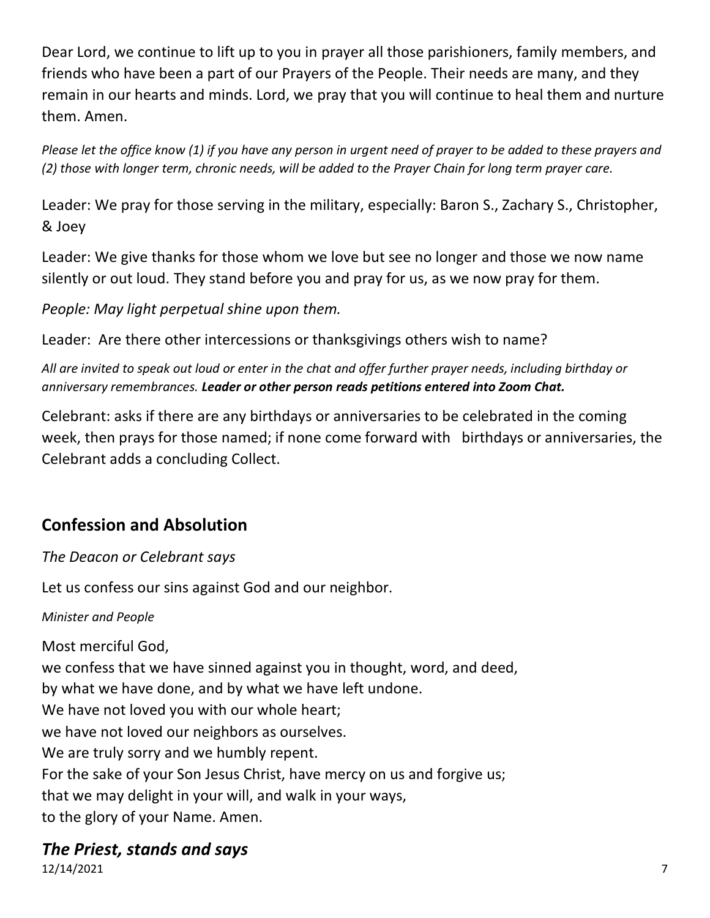Dear Lord, we continue to lift up to you in prayer all those parishioners, family members, and friends who have been a part of our Prayers of the People. Their needs are many, and they remain in our hearts and minds. Lord, we pray that you will continue to heal them and nurture them. Amen.

*Please let the office know (1) if you have any person in urgent need of prayer to be added to these prayers and (2) those with longer term, chronic needs, will be added to the Prayer Chain for long term prayer care.*

Leader: We pray for those serving in the military, especially: Baron S., Zachary S., Christopher, & Joey

Leader: We give thanks for those whom we love but see no longer and those we now name silently or out loud. They stand before you and pray for us, as we now pray for them.

*People: May light perpetual shine upon them.*

Leader: Are there other intercessions or thanksgivings others wish to name?

*All are invited to speak out loud or enter in the chat and offer further prayer needs, including birthday or anniversary remembrances.* ***Leader or other person reads petitions entered into Zoom Chat.***

Celebrant: asks if there are any birthdays or anniversaries to be celebrated in the coming week, then prays for those named; if none come forward with birthdays or anniversaries, the Celebrant adds a concluding Collect.

## Confession and Absolution

*The Deacon or Celebrant says*

Let us confess our sins against God and our neighbor.

*Minister and People*

Most merciful God,
we confess that we have sinned against you in thought, word, and deed,
by what we have done, and by what we have left undone.
We have not loved you with our whole heart;
we have not loved our neighbors as ourselves.
We are truly sorry and we humbly repent.
For the sake of your Son Jesus Christ, have mercy on us and forgive us;
that we may delight in your will, and walk in your ways,
to the glory of your Name. Amen.

### *The Priest, stands and says*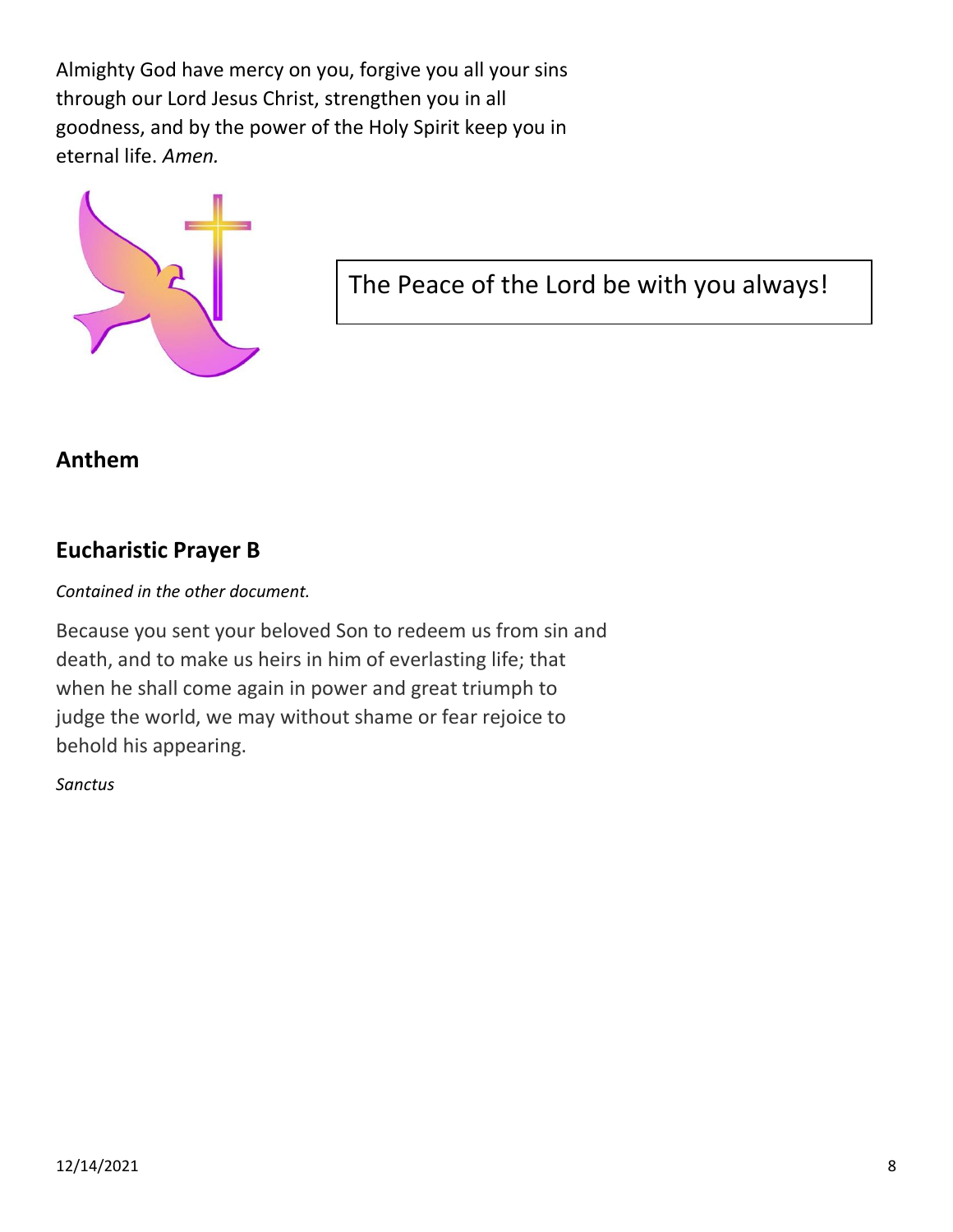Almighty God have mercy on you, forgive you all your sins through our Lord Jesus Christ, strengthen you in all goodness, and by the power of the Holy Spirit keep you in eternal life. *Amen.*

The Peace of the Lord be with you always!

## Anthem

## Eucharistic Prayer B

*Contained in the other document.*

Because you sent your beloved Son to redeem us from sin and death, and to make us heirs in him of everlasting life; that when he shall come again in power and great triumph to judge the world, we may without shame or fear rejoice to behold his appearing.

*Sanctus*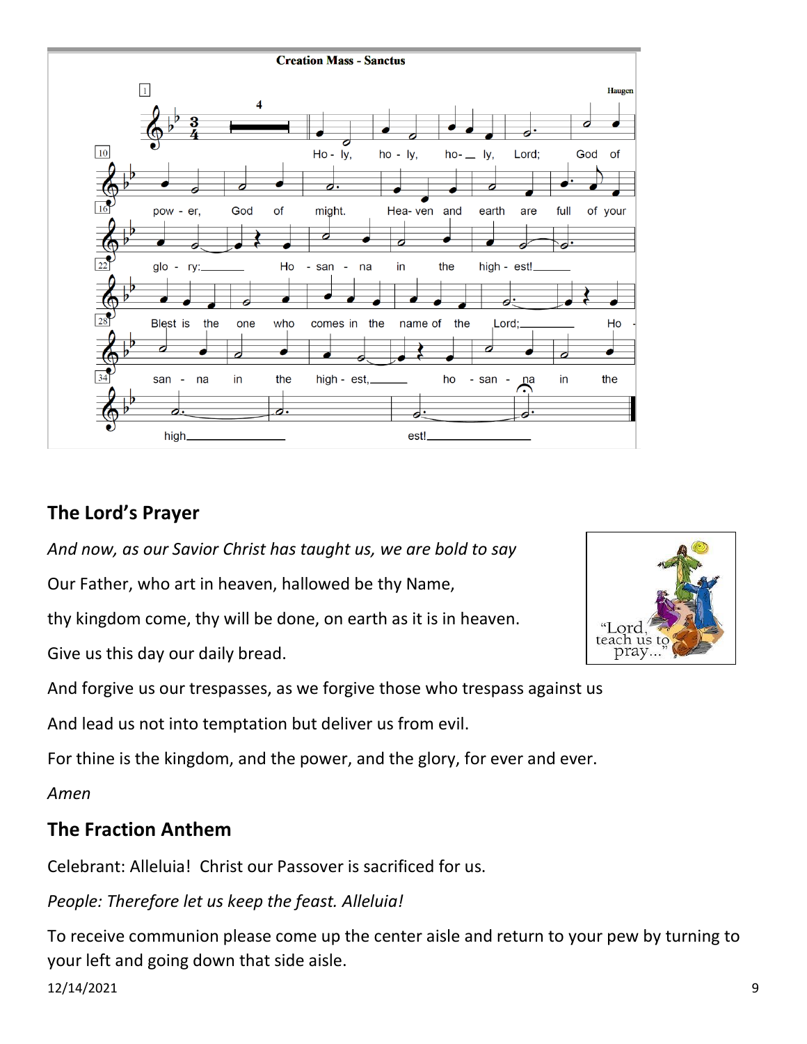**Creation Mass - Sanctus**

Haugen

Holy, holy, holy, Lord; God of power, God of might. Heaven and earth are full of your glory: Hosanna in the highest! Blest is the one who comes in the name of the Lord; Hosanna in the highest, hosanna in the highest!

## The Lord's Prayer

*And now, as our Savior Christ has taught us, we are bold to say*

Our Father, who art in heaven, hallowed be thy Name,

thy kingdom come, thy will be done, on earth as it is in heaven.

Give us this day our daily bread.

And forgive us our trespasses, as we forgive those who trespass against us

And lead us not into temptation but deliver us from evil.

For thine is the kingdom, and the power, and the glory, for ever and ever.

*Amen*

## The Fraction Anthem

Celebrant: Alleluia! Christ our Passover is sacrificed for us.

*People: Therefore let us keep the feast. Alleluia!*

To receive communion please come up the center aisle and return to your pew by turning to your left and going down that side aisle.

12/14/2021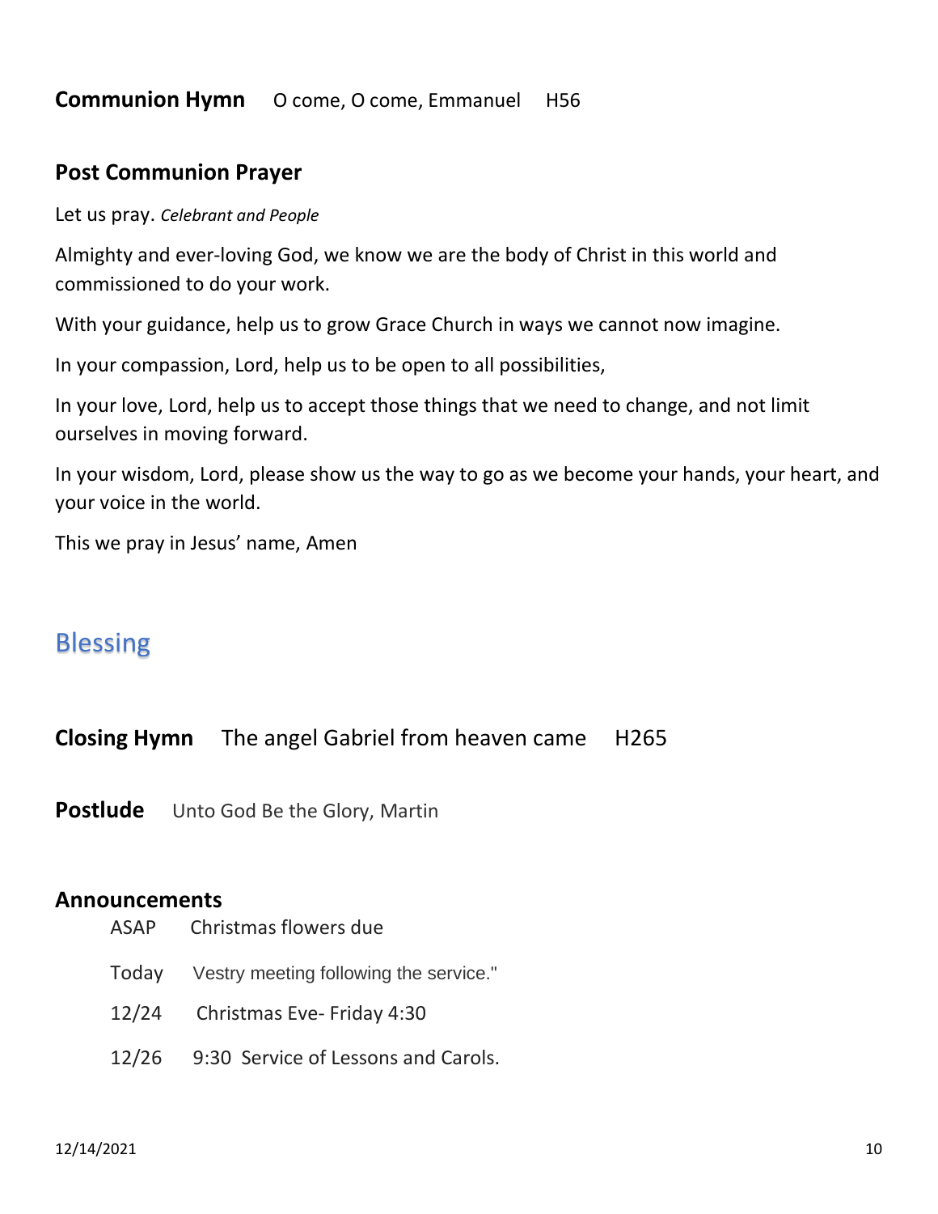**Communion Hymn** O come, O come, Emmanuel H56

## Post Communion Prayer

Let us pray. *Celebrant and People*

Almighty and ever-loving God, we know we are the body of Christ in this world and commissioned to do your work.

With your guidance, help us to grow Grace Church in ways we cannot now imagine.

In your compassion, Lord, help us to be open to all possibilities,

In your love, Lord, help us to accept those things that we need to change, and not limit ourselves in moving forward.

In your wisdom, Lord, please show us the way to go as we become your hands, your heart, and your voice in the world.

This we pray in Jesus' name, Amen

# Blessing

**Closing Hymn** The angel Gabriel from heaven came H265

**Postlude** Unto God Be the Glory, Martin

## Announcements

ASAP Christmas flowers due

Today Vestry meeting following the service."

12/24 Christmas Eve- Friday 4:30

12/26 9:30 Service of Lessons and Carols.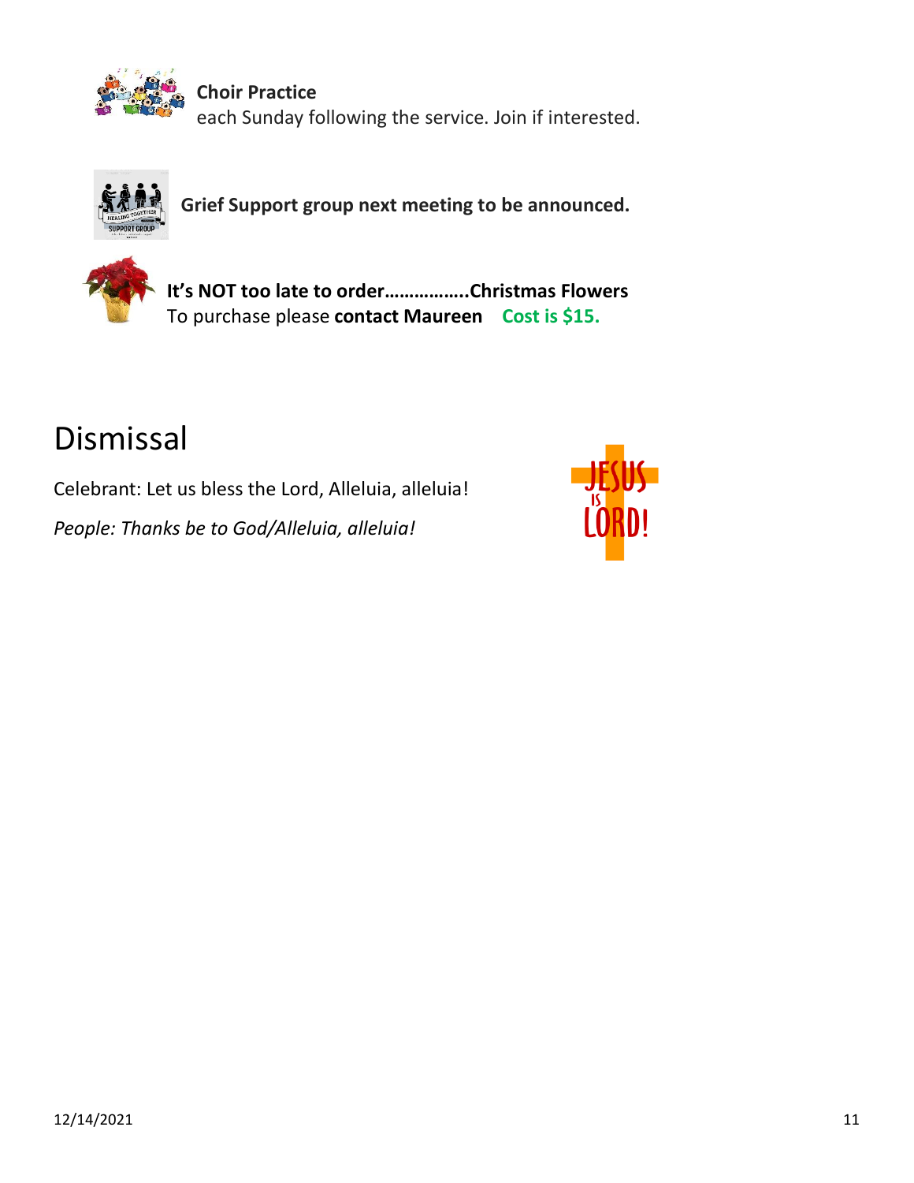**Choir Practice**
each Sunday following the service. Join if interested.

**Grief Support group next meeting to be announced.**

**It's NOT too late to order……………..Christmas Flowers**
To purchase please **contact Maureen** **Cost is $15.**

# Dismissal

Celebrant: Let us bless the Lord, Alleluia, alleluia!

*People: Thanks be to God/Alleluia, alleluia!*